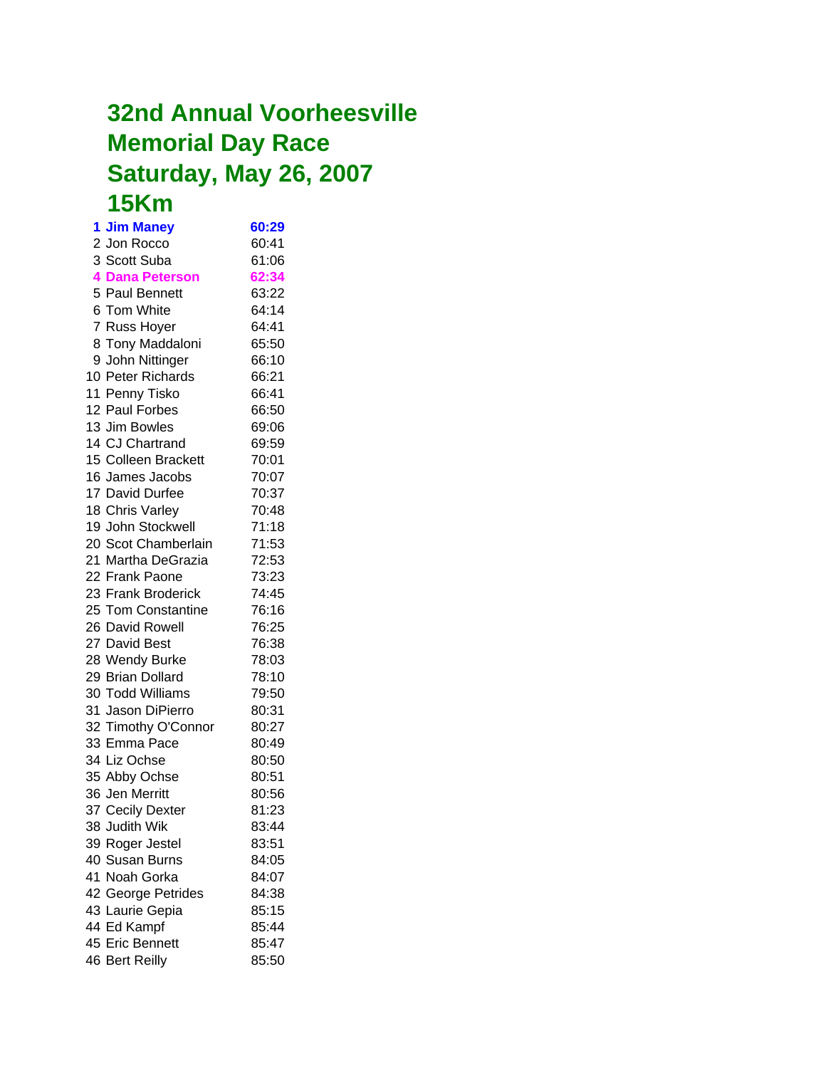# 32nd Annual Voorheesville Memorial Day Race
# Saturday, May 26, 2007
# 15Km

| | | |
|---|---|---|
| **1** | **Jim Maney** | **60:29** |
| 2 | Jon Rocco | 60:41 |
| 3 | Scott Suba | 61:06 |
| **4** | **Dana Peterson** | **62:34** |
| 5 | Paul Bennett | 63:22 |
| 6 | Tom White | 64:14 |
| 7 | Russ Hoyer | 64:41 |
| 8 | Tony Maddaloni | 65:50 |
| 9 | John Nittinger | 66:10 |
| 10 | Peter Richards | 66:21 |
| 11 | Penny Tisko | 66:41 |
| 12 | Paul Forbes | 66:50 |
| 13 | Jim Bowles | 69:06 |
| 14 | CJ Chartrand | 69:59 |
| 15 | Colleen Brackett | 70:01 |
| 16 | James Jacobs | 70:07 |
| 17 | David Durfee | 70:37 |
| 18 | Chris Varley | 70:48 |
| 19 | John Stockwell | 71:18 |
| 20 | Scot Chamberlain | 71:53 |
| 21 | Martha DeGrazia | 72:53 |
| 22 | Frank Paone | 73:23 |
| 23 | Frank Broderick | 74:45 |
| 25 | Tom Constantine | 76:16 |
| 26 | David Rowell | 76:25 |
| 27 | David Best | 76:38 |
| 28 | Wendy Burke | 78:03 |
| 29 | Brian Dollard | 78:10 |
| 30 | Todd Williams | 79:50 |
| 31 | Jason DiPierro | 80:31 |
| 32 | Timothy O'Connor | 80:27 |
| 33 | Emma Pace | 80:49 |
| 34 | Liz Ochse | 80:50 |
| 35 | Abby Ochse | 80:51 |
| 36 | Jen Merritt | 80:56 |
| 37 | Cecily Dexter | 81:23 |
| 38 | Judith Wik | 83:44 |
| 39 | Roger Jestel | 83:51 |
| 40 | Susan Burns | 84:05 |
| 41 | Noah Gorka | 84:07 |
| 42 | George Petrides | 84:38 |
| 43 | Laurie Gepia | 85:15 |
| 44 | Ed Kampf | 85:44 |
| 45 | Eric Bennett | 85:47 |
| 46 | Bert Reilly | 85:50 |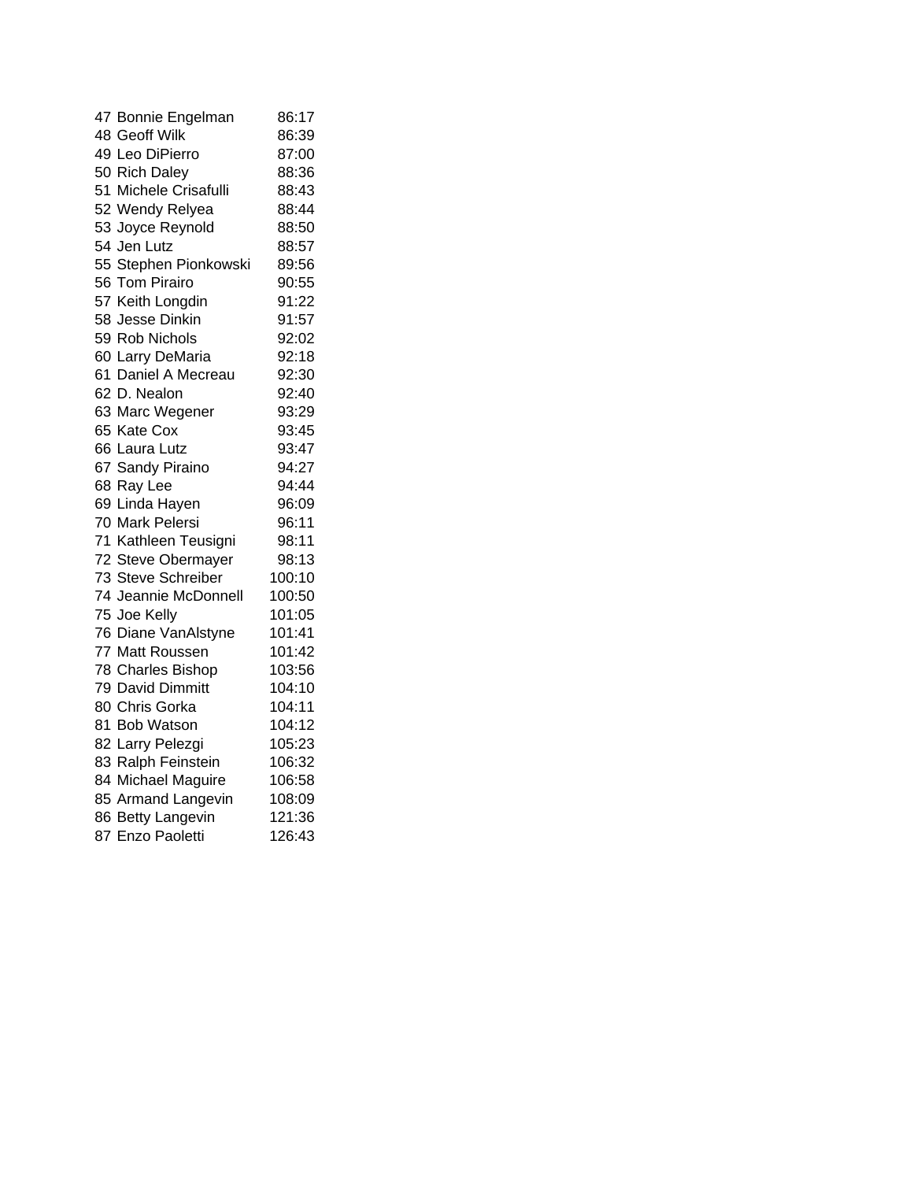| | | |
|---|---|---|
| 47 | Bonnie Engelman | 86:17 |
| 48 | Geoff Wilk | 86:39 |
| 49 | Leo DiPierro | 87:00 |
| 50 | Rich Daley | 88:36 |
| 51 | Michele Crisafulli | 88:43 |
| 52 | Wendy Relyea | 88:44 |
| 53 | Joyce Reynold | 88:50 |
| 54 | Jen Lutz | 88:57 |
| 55 | Stephen Pionkowski | 89:56 |
| 56 | Tom Pirairo | 90:55 |
| 57 | Keith Longdin | 91:22 |
| 58 | Jesse Dinkin | 91:57 |
| 59 | Rob Nichols | 92:02 |
| 60 | Larry DeMaria | 92:18 |
| 61 | Daniel A Mecreau | 92:30 |
| 62 | D. Nealon | 92:40 |
| 63 | Marc Wegener | 93:29 |
| 65 | Kate Cox | 93:45 |
| 66 | Laura Lutz | 93:47 |
| 67 | Sandy Piraino | 94:27 |
| 68 | Ray Lee | 94:44 |
| 69 | Linda Hayen | 96:09 |
| 70 | Mark Pelersi | 96:11 |
| 71 | Kathleen Teusigni | 98:11 |
| 72 | Steve Obermayer | 98:13 |
| 73 | Steve Schreiber | 100:10 |
| 74 | Jeannie McDonnell | 100:50 |
| 75 | Joe Kelly | 101:05 |
| 76 | Diane VanAlstyne | 101:41 |
| 77 | Matt Roussen | 101:42 |
| 78 | Charles Bishop | 103:56 |
| 79 | David Dimmitt | 104:10 |
| 80 | Chris Gorka | 104:11 |
| 81 | Bob Watson | 104:12 |
| 82 | Larry Pelezgi | 105:23 |
| 83 | Ralph Feinstein | 106:32 |
| 84 | Michael Maguire | 106:58 |
| 85 | Armand Langevin | 108:09 |
| 86 | Betty Langevin | 121:36 |
| 87 | Enzo Paoletti | 126:43 |